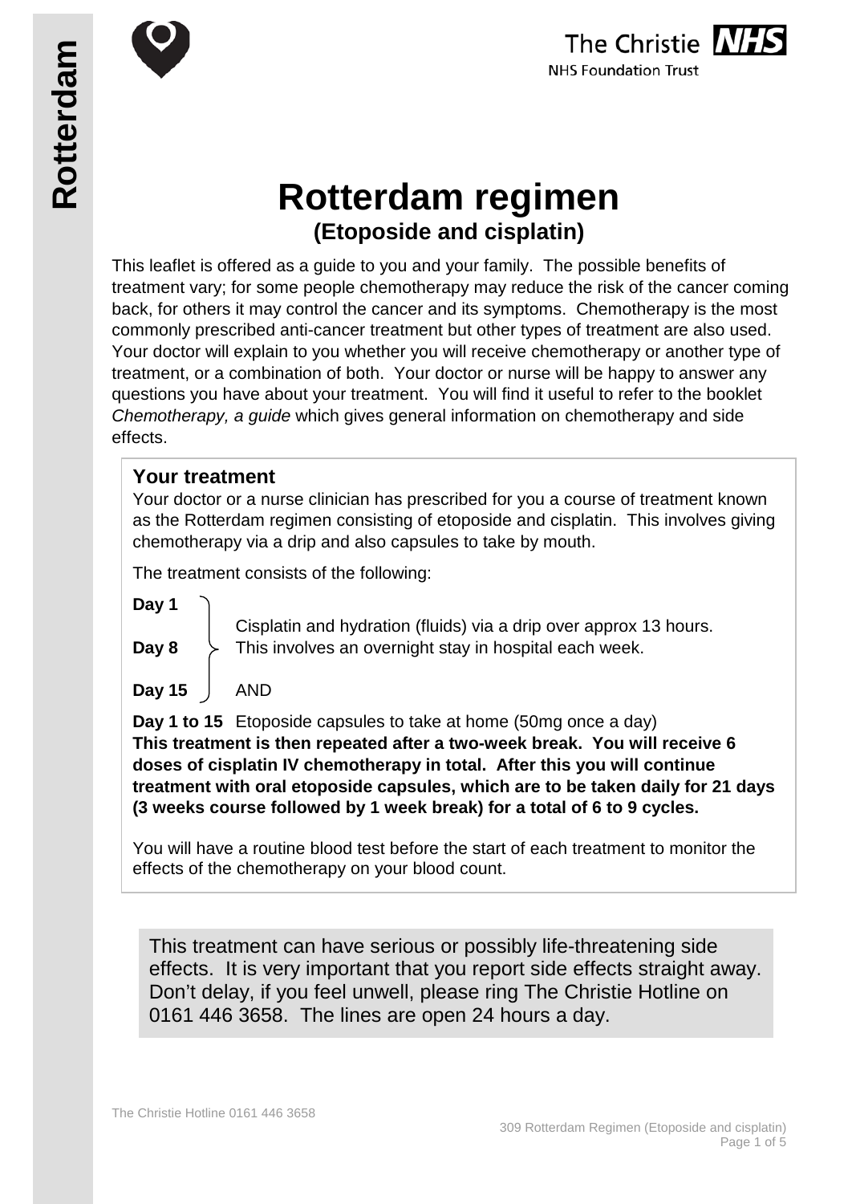# Rotterdam regimen

## (Etoposide and cisplatin)

This leaflet is offered as a guide to you and your family. The possible benefits of treatment vary; for some people chemotherapy may reduce the risk of the cancer coming back, for others it may control the cancer and its symptoms. Chemotherapy is the most commonly prescribed anti-cancer treatment but other types of treatment are also used. Your doctor will explain to you whether you will receive chemotherapy or another type of treatment, or a combination of both. Your doctor or nurse will be happy to answer any questions you have about your treatment. You will find it useful to refer to the booklet *Chemotherapy, a guide* which gives general information on chemotherapy and side effects.

### Your treatment

Your doctor or a nurse clinician has prescribed for you a course of treatment known as the Rotterdam regimen consisting of etoposide and cisplatin. This involves giving chemotherapy via a drip and also capsules to take by mouth.

The treatment consists of the following:

**Day 1**, **Day 8**, **Day 15** — Cisplatin and hydration (fluids) via a drip over approx 13 hours. This involves an overnight stay in hospital each week.

AND

**Day 1 to 15** Etoposide capsules to take at home (50mg once a day)

**This treatment is then repeated after a two-week break. You will receive 6 doses of cisplatin IV chemotherapy in total. After this you will continue treatment with oral etoposide capsules, which are to be taken daily for 21 days (3 weeks course followed by 1 week break) for a total of 6 to 9 cycles.**

You will have a routine blood test before the start of each treatment to monitor the effects of the chemotherapy on your blood count.

This treatment can have serious or possibly life-threatening side effects. It is very important that you report side effects straight away. Don't delay, if you feel unwell, please ring The Christie Hotline on 0161 446 3658. The lines are open 24 hours a day.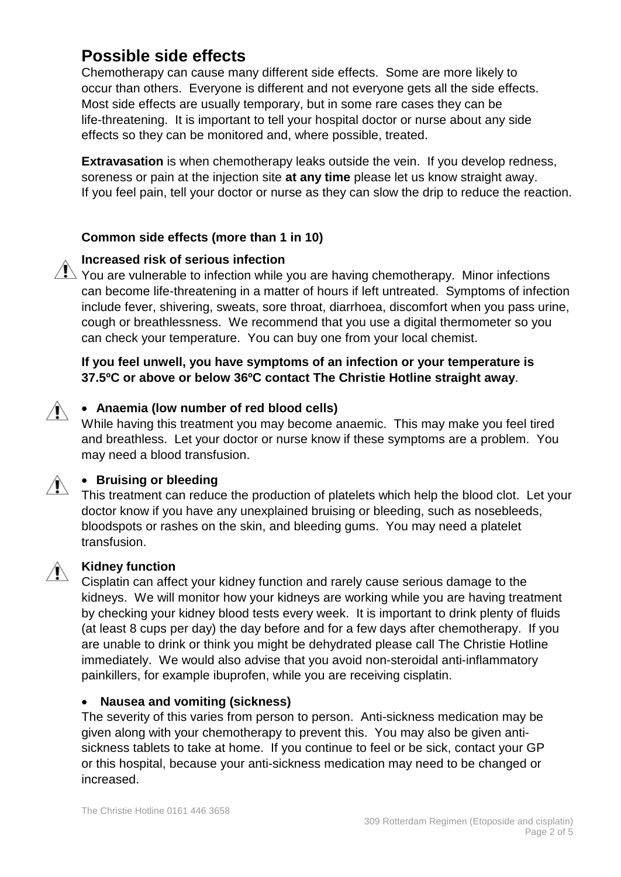## Possible side effects

Chemotherapy can cause many different side effects. Some are more likely to occur than others. Everyone is different and not everyone gets all the side effects. Most side effects are usually temporary, but in some rare cases they can be life-threatening. It is important to tell your hospital doctor or nurse about any side effects so they can be monitored and, where possible, treated.

**Extravasation** is when chemotherapy leaks outside the vein. If you develop redness, soreness or pain at the injection site **at any time** please let us know straight away. If you feel pain, tell your doctor or nurse as they can slow the drip to reduce the reaction.

### Common side effects (more than 1 in 10)

**Increased risk of serious infection**

You are vulnerable to infection while you are having chemotherapy. Minor infections can become life-threatening in a matter of hours if left untreated. Symptoms of infection include fever, shivering, sweats, sore throat, diarrhoea, discomfort when you pass urine, cough or breathlessness. We recommend that you use a digital thermometer so you can check your temperature. You can buy one from your local chemist.

**If you feel unwell, you have symptoms of an infection or your temperature is 37.5ºC or above or below 36ºC contact The Christie Hotline straight away**.

- **Anaemia (low number of red blood cells)**

While having this treatment you may become anaemic. This may make you feel tired and breathless. Let your doctor or nurse know if these symptoms are a problem. You may need a blood transfusion.

- **Bruising or bleeding**

This treatment can reduce the production of platelets which help the blood clot. Let your doctor know if you have any unexplained bruising or bleeding, such as nosebleeds, bloodspots or rashes on the skin, and bleeding gums. You may need a platelet transfusion.

**Kidney function**

Cisplatin can affect your kidney function and rarely cause serious damage to the kidneys. We will monitor how your kidneys are working while you are having treatment by checking your kidney blood tests every week. It is important to drink plenty of fluids (at least 8 cups per day) the day before and for a few days after chemotherapy. If you are unable to drink or think you might be dehydrated please call The Christie Hotline immediately. We would also advise that you avoid non-steroidal anti-inflammatory painkillers, for example ibuprofen, while you are receiving cisplatin.

- **Nausea and vomiting (sickness)**

The severity of this varies from person to person. Anti-sickness medication may be given along with your chemotherapy to prevent this. You may also be given anti-sickness tablets to take at home. If you continue to feel or be sick, contact your GP or this hospital, because your anti-sickness medication may need to be changed or increased.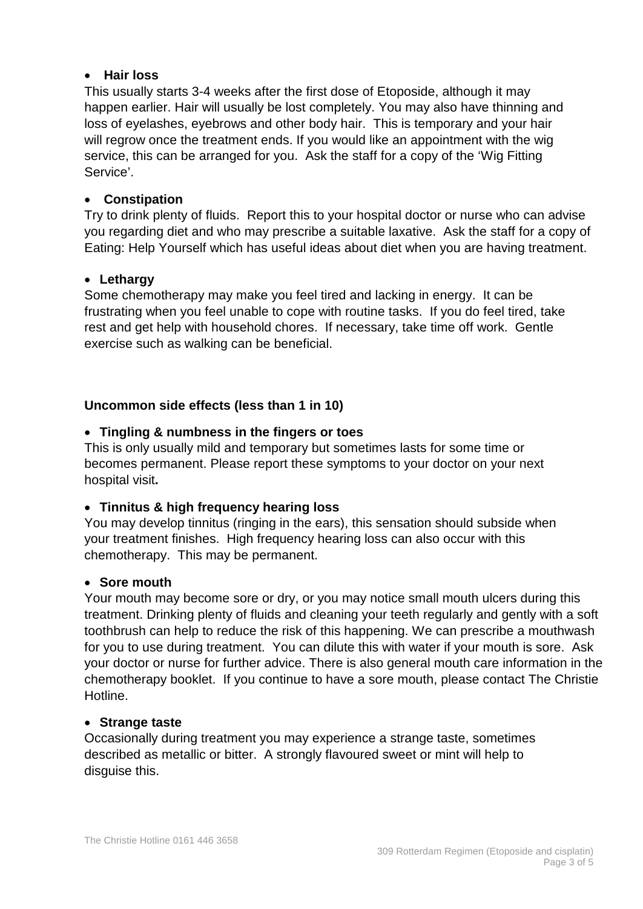- **Hair loss**

This usually starts 3-4 weeks after the first dose of Etoposide, although it may happen earlier. Hair will usually be lost completely. You may also have thinning and loss of eyelashes, eyebrows and other body hair. This is temporary and your hair will regrow once the treatment ends. If you would like an appointment with the wig service, this can be arranged for you. Ask the staff for a copy of the 'Wig Fitting Service'.

- **Constipation**

Try to drink plenty of fluids. Report this to your hospital doctor or nurse who can advise you regarding diet and who may prescribe a suitable laxative. Ask the staff for a copy of Eating: Help Yourself which has useful ideas about diet when you are having treatment.

- **Lethargy**

Some chemotherapy may make you feel tired and lacking in energy. It can be frustrating when you feel unable to cope with routine tasks. If you do feel tired, take rest and get help with household chores. If necessary, take time off work. Gentle exercise such as walking can be beneficial.

**Uncommon side effects (less than 1 in 10)**

- **Tingling & numbness in the fingers or toes**

This is only usually mild and temporary but sometimes lasts for some time or becomes permanent. Please report these symptoms to your doctor on your next hospital visit**.**

- **Tinnitus & high frequency hearing loss**

You may develop tinnitus (ringing in the ears), this sensation should subside when your treatment finishes. High frequency hearing loss can also occur with this chemotherapy. This may be permanent.

- **Sore mouth**

Your mouth may become sore or dry, or you may notice small mouth ulcers during this treatment. Drinking plenty of fluids and cleaning your teeth regularly and gently with a soft toothbrush can help to reduce the risk of this happening. We can prescribe a mouthwash for you to use during treatment. You can dilute this with water if your mouth is sore. Ask your doctor or nurse for further advice. There is also general mouth care information in the chemotherapy booklet. If you continue to have a sore mouth, please contact The Christie Hotline.

- **Strange taste**

Occasionally during treatment you may experience a strange taste, sometimes described as metallic or bitter. A strongly flavoured sweet or mint will help to disguise this.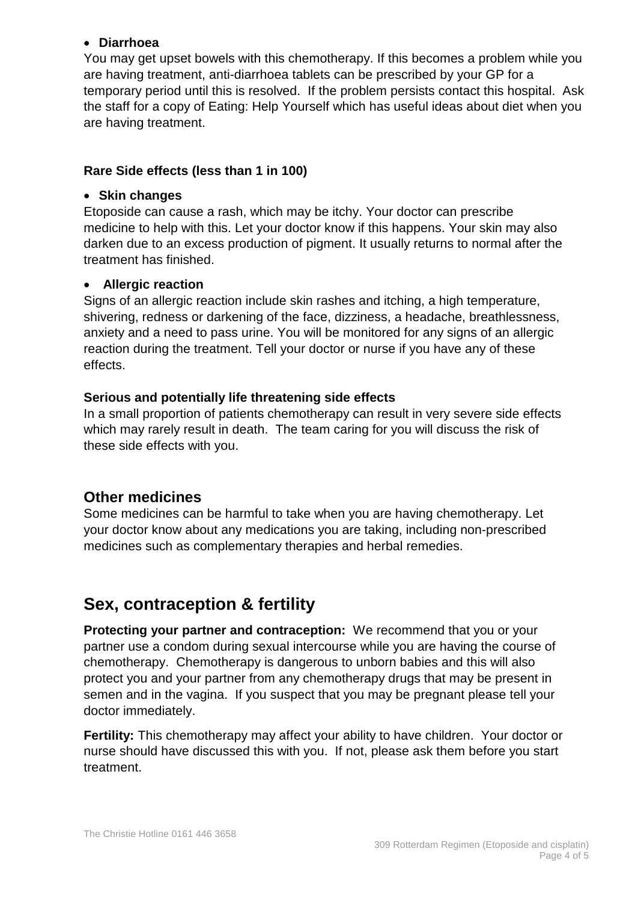- **Diarrhoea**

You may get upset bowels with this chemotherapy. If this becomes a problem while you are having treatment, anti-diarrhoea tablets can be prescribed by your GP for a temporary period until this is resolved. If the problem persists contact this hospital. Ask the staff for a copy of Eating: Help Yourself which has useful ideas about diet when you are having treatment.

### Rare Side effects (less than 1 in 100)

- **Skin changes**

Etoposide can cause a rash, which may be itchy. Your doctor can prescribe medicine to help with this. Let your doctor know if this happens. Your skin may also darken due to an excess production of pigment. It usually returns to normal after the treatment has finished.

- **Allergic reaction**

Signs of an allergic reaction include skin rashes and itching, a high temperature, shivering, redness or darkening of the face, dizziness, a headache, breathlessness, anxiety and a need to pass urine. You will be monitored for any signs of an allergic reaction during the treatment. Tell your doctor or nurse if you have any of these effects.

### Serious and potentially life threatening side effects

In a small proportion of patients chemotherapy can result in very severe side effects which may rarely result in death. The team caring for you will discuss the risk of these side effects with you.

## Other medicines

Some medicines can be harmful to take when you are having chemotherapy. Let your doctor know about any medications you are taking, including non-prescribed medicines such as complementary therapies and herbal remedies.

# Sex, contraception & fertility

**Protecting your partner and contraception:** We recommend that you or your partner use a condom during sexual intercourse while you are having the course of chemotherapy. Chemotherapy is dangerous to unborn babies and this will also protect you and your partner from any chemotherapy drugs that may be present in semen and in the vagina. If you suspect that you may be pregnant please tell your doctor immediately.

**Fertility:** This chemotherapy may affect your ability to have children. Your doctor or nurse should have discussed this with you. If not, please ask them before you start treatment.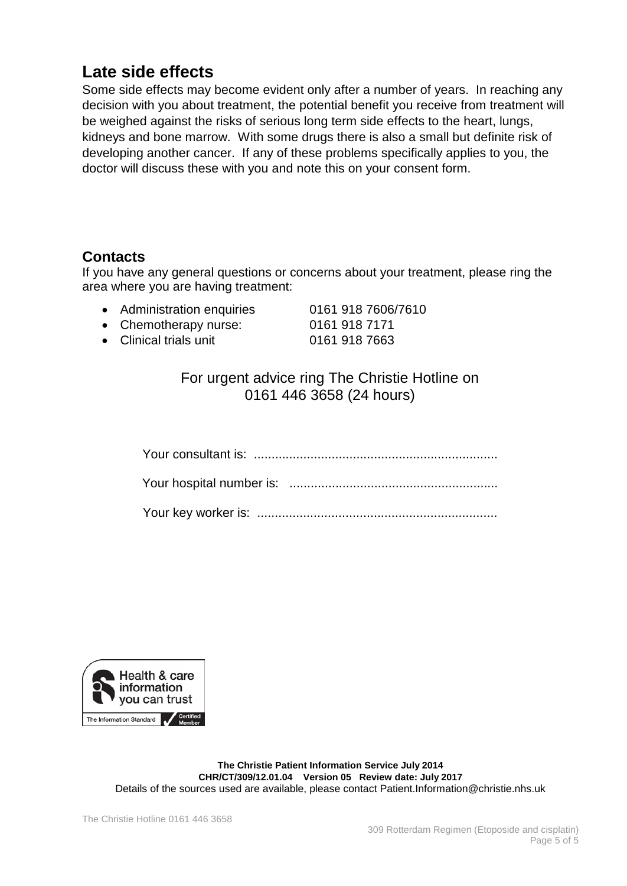## Late side effects

Some side effects may become evident only after a number of years. In reaching any decision with you about treatment, the potential benefit you receive from treatment will be weighed against the risks of serious long term side effects to the heart, lungs, kidneys and bone marrow. With some drugs there is also a small but definite risk of developing another cancer. If any of these problems specifically applies to you, the doctor will discuss these with you and note this on your consent form.

## Contacts

If you have any general questions or concerns about your treatment, please ring the area where you are having treatment:

- Administration enquiries 0161 918 7606/7610
- Chemotherapy nurse: 0161 918 7171
- Clinical trials unit 0161 918 7663

For urgent advice ring The Christie Hotline on 0161 446 3658 (24 hours)

Your consultant is: ....................................................................

Your hospital number is: ..........................................................

Your key worker is: ...................................................................

Health & care information you can trust
The Information Standard Certified Member

**The Christie Patient Information Service July 2014**
**CHR/CT/309/12.01.04 Version 05 Review date: July 2017**
Details of the sources used are available, please contact Patient.Information@christie.nhs.uk